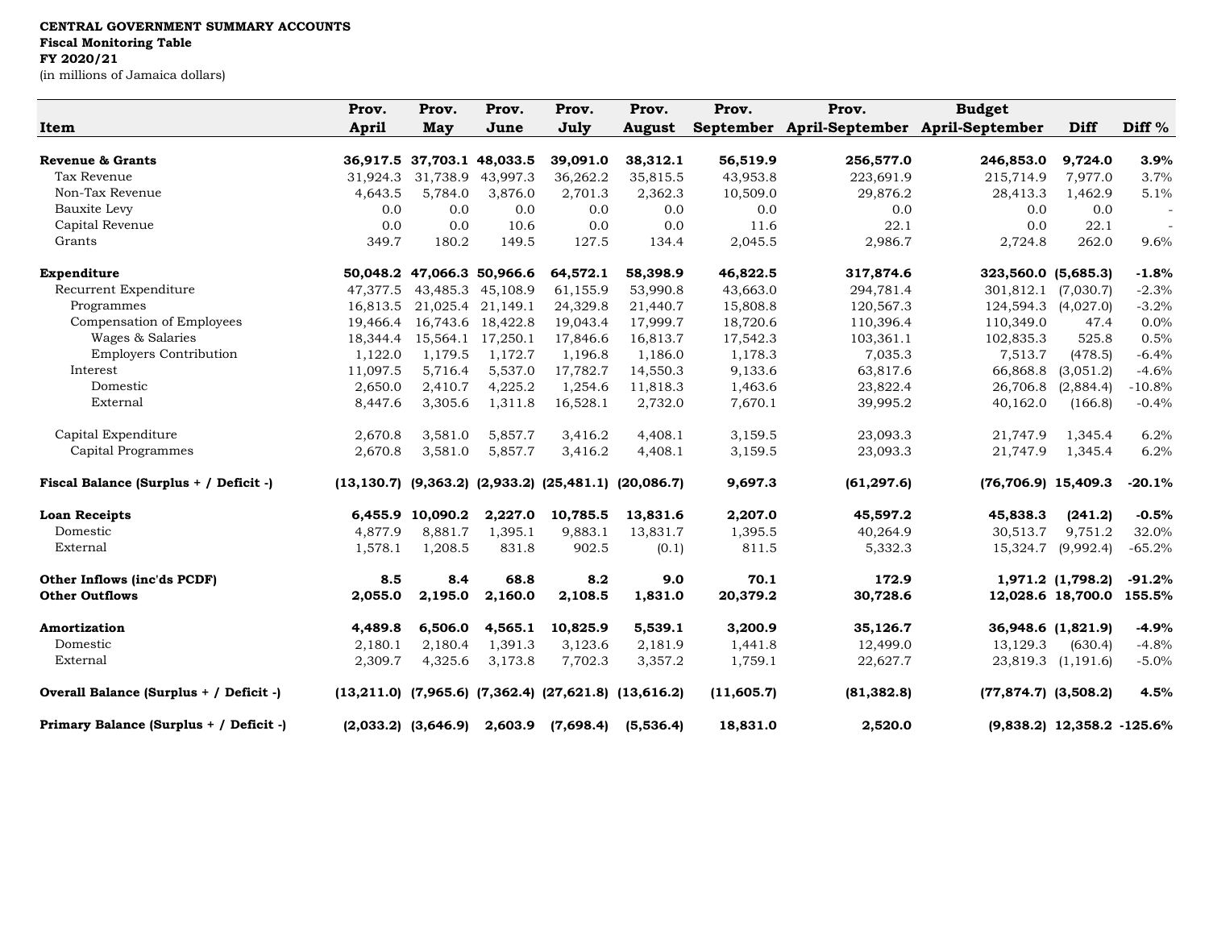**CENTRAL GOVERNMENT SUMMARY ACCOUNTS**
**Fiscal Monitoring Table**
**FY 2020/21**
(in millions of Jamaica dollars)

| Item | Prov. April | Prov. May | Prov. June | Prov. July | Prov. August | Prov. September | Prov. April-September | Budget April-September | Diff | Diff % |
|---|---|---|---|---|---|---|---|---|---|---|
| **Revenue & Grants** | **36,917.5** | **37,703.1** | **48,033.5** | **39,091.0** | **38,312.1** | **56,519.9** | **256,577.0** | **246,853.0** | **9,724.0** | **3.9%** |
| Tax Revenue | 31,924.3 | 31,738.9 | 43,997.3 | 36,262.2 | 35,815.5 | 43,953.8 | 223,691.9 | 215,714.9 | 7,977.0 | 3.7% |
| Non-Tax Revenue | 4,643.5 | 5,784.0 | 3,876.0 | 2,701.3 | 2,362.3 | 10,509.0 | 29,876.2 | 28,413.3 | 1,462.9 | 5.1% |
| Bauxite Levy | 0.0 | 0.0 | 0.0 | 0.0 | 0.0 | 0.0 | 0.0 | 0.0 | 0.0 | - |
| Capital Revenue | 0.0 | 0.0 | 10.6 | 0.0 | 0.0 | 11.6 | 22.1 | 0.0 | 22.1 | - |
| Grants | 349.7 | 180.2 | 149.5 | 127.5 | 134.4 | 2,045.5 | 2,986.7 | 2,724.8 | 262.0 | 9.6% |
| **Expenditure** | **50,048.2** | **47,066.3** | **50,966.6** | **64,572.1** | **58,398.9** | **46,822.5** | **317,874.6** | **323,560.0** | **(5,685.3)** | **-1.8%** |
| Recurrent Expenditure | 47,377.5 | 43,485.3 | 45,108.9 | 61,155.9 | 53,990.8 | 43,663.0 | 294,781.4 | 301,812.1 | (7,030.7) | -2.3% |
| Programmes | 16,813.5 | 21,025.4 | 21,149.1 | 24,329.8 | 21,440.7 | 15,808.8 | 120,567.3 | 124,594.3 | (4,027.0) | -3.2% |
| Compensation of Employees | 19,466.4 | 16,743.6 | 18,422.8 | 19,043.4 | 17,999.7 | 18,720.6 | 110,396.4 | 110,349.0 | 47.4 | 0.0% |
| Wages & Salaries | 18,344.4 | 15,564.1 | 17,250.1 | 17,846.6 | 16,813.7 | 17,542.3 | 103,361.1 | 102,835.3 | 525.8 | 0.5% |
| Employers Contribution | 1,122.0 | 1,179.5 | 1,172.7 | 1,196.8 | 1,186.0 | 1,178.3 | 7,035.3 | 7,513.7 | (478.5) | -6.4% |
| Interest | 11,097.5 | 5,716.4 | 5,537.0 | 17,782.7 | 14,550.3 | 9,133.6 | 63,817.6 | 66,868.8 | (3,051.2) | -4.6% |
| Domestic | 2,650.0 | 2,410.7 | 4,225.2 | 1,254.6 | 11,818.3 | 1,463.6 | 23,822.4 | 26,706.8 | (2,884.4) | -10.8% |
| External | 8,447.6 | 3,305.6 | 1,311.8 | 16,528.1 | 2,732.0 | 7,670.1 | 39,995.2 | 40,162.0 | (166.8) | -0.4% |
| Capital Expenditure | 2,670.8 | 3,581.0 | 5,857.7 | 3,416.2 | 4,408.1 | 3,159.5 | 23,093.3 | 21,747.9 | 1,345.4 | 6.2% |
| Capital Programmes | 2,670.8 | 3,581.0 | 5,857.7 | 3,416.2 | 4,408.1 | 3,159.5 | 23,093.3 | 21,747.9 | 1,345.4 | 6.2% |
| **Fiscal Balance (Surplus + / Deficit -)** | **(13,130.7)** | **(9,363.2)** | **(2,933.2)** | **(25,481.1)** | **(20,086.7)** | **9,697.3** | **(61,297.6)** | **(76,706.9)** | **15,409.3** | **-20.1%** |
| **Loan Receipts** | **6,455.9** | **10,090.2** | **2,227.0** | **10,785.5** | **13,831.6** | **2,207.0** | **45,597.2** | **45,838.3** | **(241.2)** | **-0.5%** |
| Domestic | 4,877.9 | 8,881.7 | 1,395.1 | 9,883.1 | 13,831.7 | 1,395.5 | 40,264.9 | 30,513.7 | 9,751.2 | 32.0% |
| External | 1,578.1 | 1,208.5 | 831.8 | 902.5 | (0.1) | 811.5 | 5,332.3 | 15,324.7 | (9,992.4) | -65.2% |
| **Other Inflows (inc'ds PCDF)** | **8.5** | **8.4** | **68.8** | **8.2** | **9.0** | **70.1** | **172.9** | **1,971.2** | **(1,798.2)** | **-91.2%** |
| **Other Outflows** | **2,055.0** | **2,195.0** | **2,160.0** | **2,108.5** | **1,831.0** | **20,379.2** | **30,728.6** | **12,028.6** | **18,700.0** | **155.5%** |
| **Amortization** | **4,489.8** | **6,506.0** | **4,565.1** | **10,825.9** | **5,539.1** | **3,200.9** | **35,126.7** | **36,948.6** | **(1,821.9)** | **-4.9%** |
| Domestic | 2,180.1 | 2,180.4 | 1,391.3 | 3,123.6 | 2,181.9 | 1,441.8 | 12,499.0 | 13,129.3 | (630.4) | -4.8% |
| External | 2,309.7 | 4,325.6 | 3,173.8 | 7,702.3 | 3,357.2 | 1,759.1 | 22,627.7 | 23,819.3 | (1,191.6) | -5.0% |
| **Overall Balance (Surplus + / Deficit -)** | **(13,211.0)** | **(7,965.6)** | **(7,362.4)** | **(27,621.8)** | **(13,616.2)** | **(11,605.7)** | **(81,382.8)** | **(77,874.7)** | **(3,508.2)** | **4.5%** |
| **Primary Balance (Surplus + / Deficit -)** | **(2,033.2)** | **(3,646.9)** | **2,603.9** | **(7,698.4)** | **(5,536.4)** | **18,831.0** | **2,520.0** | **(9,838.2)** | **12,358.2** | **-125.6%** |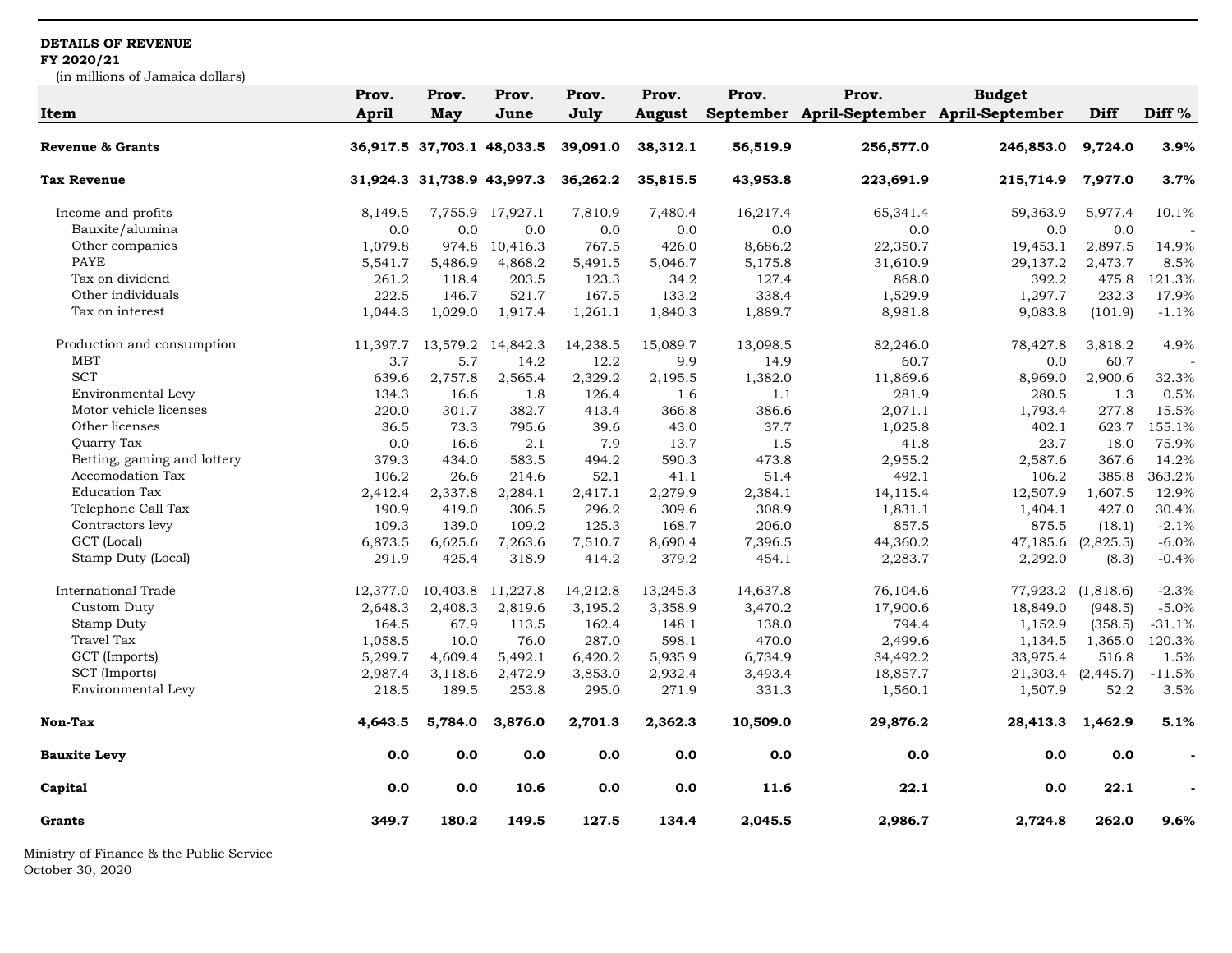**DETAILS OF REVENUE**
**FY 2020/21**
(in millions of Jamaica dollars)

| Item | Prov. April | Prov. May | Prov. June | Prov. July | Prov. August | Prov. September | Prov. April-September | Budget April-September | Diff | Diff % |
|---|---|---|---|---|---|---|---|---|---|---|
| **Revenue & Grants** | **36,917.5** | **37,703.1** | **48,033.5** | **39,091.0** | **38,312.1** | **56,519.9** | **256,577.0** | **246,853.0** | **9,724.0** | **3.9%** |
| **Tax Revenue** | **31,924.3** | **31,738.9** | **43,997.3** | **36,262.2** | **35,815.5** | **43,953.8** | **223,691.9** | **215,714.9** | **7,977.0** | **3.7%** |
| Income and profits | 8,149.5 | 7,755.9 | 17,927.1 | 7,810.9 | 7,480.4 | 16,217.4 | 65,341.4 | 59,363.9 | 5,977.4 | 10.1% |
| Bauxite/alumina | 0.0 | 0.0 | 0.0 | 0.0 | 0.0 | 0.0 | 0.0 | 0.0 | 0.0 | - |
| Other companies | 1,079.8 | 974.8 | 10,416.3 | 767.5 | 426.0 | 8,686.2 | 22,350.7 | 19,453.1 | 2,897.5 | 14.9% |
| PAYE | 5,541.7 | 5,486.9 | 4,868.2 | 5,491.5 | 5,046.7 | 5,175.8 | 31,610.9 | 29,137.2 | 2,473.7 | 8.5% |
| Tax on dividend | 261.2 | 118.4 | 203.5 | 123.3 | 34.2 | 127.4 | 868.0 | 392.2 | 475.8 | 121.3% |
| Other individuals | 222.5 | 146.7 | 521.7 | 167.5 | 133.2 | 338.4 | 1,529.9 | 1,297.7 | 232.3 | 17.9% |
| Tax on interest | 1,044.3 | 1,029.0 | 1,917.4 | 1,261.1 | 1,840.3 | 1,889.7 | 8,981.8 | 9,083.8 | (101.9) | -1.1% |
| Production and consumption | 11,397.7 | 13,579.2 | 14,842.3 | 14,238.5 | 15,089.7 | 13,098.5 | 82,246.0 | 78,427.8 | 3,818.2 | 4.9% |
| MBT | 3.7 | 5.7 | 14.2 | 12.2 | 9.9 | 14.9 | 60.7 | 0.0 | 60.7 | - |
| SCT | 639.6 | 2,757.8 | 2,565.4 | 2,329.2 | 2,195.5 | 1,382.0 | 11,869.6 | 8,969.0 | 2,900.6 | 32.3% |
| Environmental Levy | 134.3 | 16.6 | 1.8 | 126.4 | 1.6 | 1.1 | 281.9 | 280.5 | 1.3 | 0.5% |
| Motor vehicle licenses | 220.0 | 301.7 | 382.7 | 413.4 | 366.8 | 386.6 | 2,071.1 | 1,793.4 | 277.8 | 15.5% |
| Other licenses | 36.5 | 73.3 | 795.6 | 39.6 | 43.0 | 37.7 | 1,025.8 | 402.1 | 623.7 | 155.1% |
| Quarry Tax | 0.0 | 16.6 | 2.1 | 7.9 | 13.7 | 1.5 | 41.8 | 23.7 | 18.0 | 75.9% |
| Betting, gaming and lottery | 379.3 | 434.0 | 583.5 | 494.2 | 590.3 | 473.8 | 2,955.2 | 2,587.6 | 367.6 | 14.2% |
| Accomodation Tax | 106.2 | 26.6 | 214.6 | 52.1 | 41.1 | 51.4 | 492.1 | 106.2 | 385.8 | 363.2% |
| Education Tax | 2,412.4 | 2,337.8 | 2,284.1 | 2,417.1 | 2,279.9 | 2,384.1 | 14,115.4 | 12,507.9 | 1,607.5 | 12.9% |
| Telephone Call Tax | 190.9 | 419.0 | 306.5 | 296.2 | 309.6 | 308.9 | 1,831.1 | 1,404.1 | 427.0 | 30.4% |
| Contractors levy | 109.3 | 139.0 | 109.2 | 125.3 | 168.7 | 206.0 | 857.5 | 875.5 | (18.1) | -2.1% |
| GCT (Local) | 6,873.5 | 6,625.6 | 7,263.6 | 7,510.7 | 8,690.4 | 7,396.5 | 44,360.2 | 47,185.6 | (2,825.5) | -6.0% |
| Stamp Duty (Local) | 291.9 | 425.4 | 318.9 | 414.2 | 379.2 | 454.1 | 2,283.7 | 2,292.0 | (8.3) | -0.4% |
| International Trade | 12,377.0 | 10,403.8 | 11,227.8 | 14,212.8 | 13,245.3 | 14,637.8 | 76,104.6 | 77,923.2 | (1,818.6) | -2.3% |
| Custom Duty | 2,648.3 | 2,408.3 | 2,819.6 | 3,195.2 | 3,358.9 | 3,470.2 | 17,900.6 | 18,849.0 | (948.5) | -5.0% |
| Stamp Duty | 164.5 | 67.9 | 113.5 | 162.4 | 148.1 | 138.0 | 794.4 | 1,152.9 | (358.5) | -31.1% |
| Travel Tax | 1,058.5 | 10.0 | 76.0 | 287.0 | 598.1 | 470.0 | 2,499.6 | 1,134.5 | 1,365.0 | 120.3% |
| GCT (Imports) | 5,299.7 | 4,609.4 | 5,492.1 | 6,420.2 | 5,935.9 | 6,734.9 | 34,492.2 | 33,975.4 | 516.8 | 1.5% |
| SCT (Imports) | 2,987.4 | 3,118.6 | 2,472.9 | 3,853.0 | 2,932.4 | 3,493.4 | 18,857.7 | 21,303.4 | (2,445.7) | -11.5% |
| Environmental Levy | 218.5 | 189.5 | 253.8 | 295.0 | 271.9 | 331.3 | 1,560.1 | 1,507.9 | 52.2 | 3.5% |
| **Non-Tax** | **4,643.5** | **5,784.0** | **3,876.0** | **2,701.3** | **2,362.3** | **10,509.0** | **29,876.2** | **28,413.3** | **1,462.9** | **5.1%** |
| **Bauxite Levy** | **0.0** | **0.0** | **0.0** | **0.0** | **0.0** | **0.0** | **0.0** | **0.0** | **0.0** | **-** |
| **Capital** | **0.0** | **0.0** | **10.6** | **0.0** | **0.0** | **11.6** | **22.1** | **0.0** | **22.1** | **-** |
| **Grants** | **349.7** | **180.2** | **149.5** | **127.5** | **134.4** | **2,045.5** | **2,986.7** | **2,724.8** | **262.0** | **9.6%** |

Ministry of Finance & the Public Service
October 30, 2020